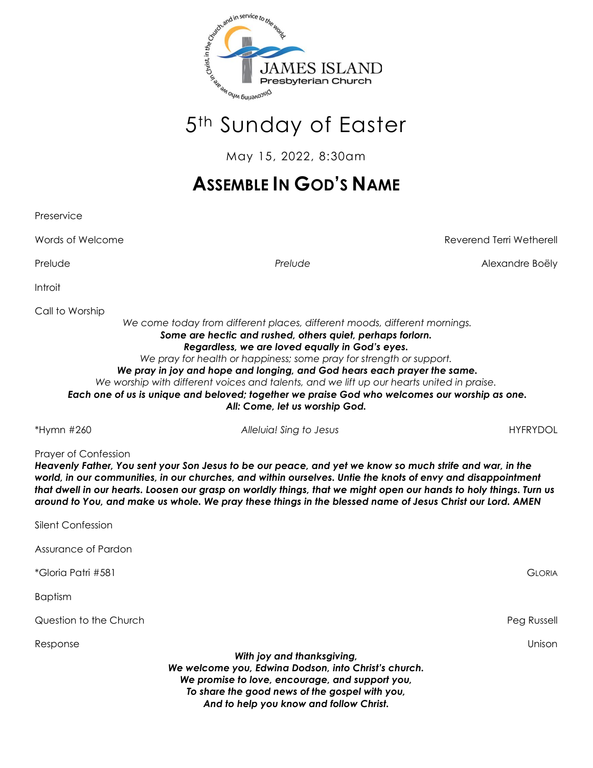JAMES ISLAND
Presbyterian Church

Discovering who we are in Christ, in the Church, and in service to the world.

# 5th Sunday of Easter

May 15, 2022, 8:30am

## ASSEMBLE IN GOD'S NAME

Preservice

Words of Welcome — Reverend Terri Wetherell

Prelude — *Prelude* — Alexandre Boëly

Introit

Call to Worship

*We come today from different places, different moods, different mornings.*
***Some are hectic and rushed, others quiet, perhaps forlorn.***
***Regardless, we are loved equally in God's eyes.***
*We pray for health or happiness; some pray for strength or support.*
***We pray in joy and hope and longing, and God hears each prayer the same.***
*We worship with different voices and talents, and we lift up our hearts united in praise.*
***Each one of us is unique and beloved; together we praise God who welcomes our worship as one.***
***All: Come, let us worship God.***

*Hymn #260 — *Alleluia! Sing to Jesus* — HYFRYDOL

Prayer of Confession

***Heavenly Father, You sent your Son Jesus to be our peace, and yet we know so much strife and war, in the world, in our communities, in our churches, and within ourselves. Untie the knots of envy and disappointment that dwell in our hearts. Loosen our grasp on worldly things, that we might open our hands to holy things. Turn us around to You, and make us whole. We pray these things in the blessed name of Jesus Christ our Lord. AMEN***

Silent Confession

Assurance of Pardon

*Gloria Patri #581 — GLORIA

Baptism

Question to the Church — Peg Russell

Response — Unison

***With joy and thanksgiving,***
***We welcome you, Edwina Dodson, into Christ's church.***
***We promise to love, encourage, and support you,***
***To share the good news of the gospel with you,***
***And to help you know and follow Christ.***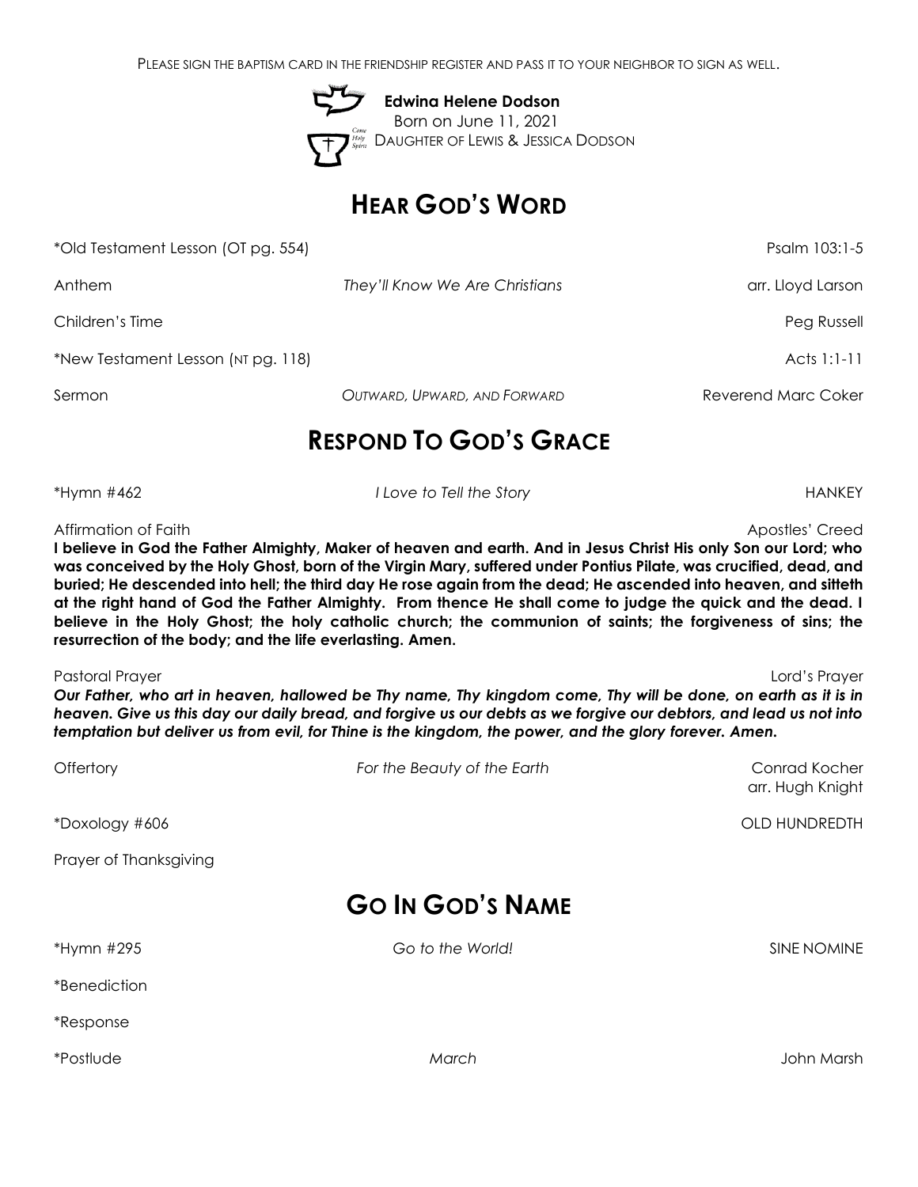PLEASE SIGN THE BAPTISM CARD IN THE FRIENDSHIP REGISTER AND PASS IT TO YOUR NEIGHBOR TO SIGN AS WELL.

**Edwina Helene Dodson**
Born on June 11, 2021
DAUGHTER OF LEWIS & JESSICA DODSON

# HEAR GOD'S WORD

*Old Testament Lesson (OT pg. 554) Psalm 103:1-5

Anthem *They'll Know We Are Christians* arr. Lloyd Larson

Children's Time Peg Russell

*New Testament Lesson (NT pg. 118) Acts 1:1-11

Sermon *OUTWARD, UPWARD, AND FORWARD* Reverend Marc Coker

# RESPOND TO GOD'S GRACE

*Hymn #462 *I Love to Tell the Story* HANKEY

Affirmation of Faith Apostles' Creed

**I believe in God the Father Almighty, Maker of heaven and earth. And in Jesus Christ His only Son our Lord; who was conceived by the Holy Ghost, born of the Virgin Mary, suffered under Pontius Pilate, was crucified, dead, and buried; He descended into hell; the third day He rose again from the dead; He ascended into heaven, and sitteth at the right hand of God the Father Almighty. From thence He shall come to judge the quick and the dead. I believe in the Holy Ghost; the holy catholic church; the communion of saints; the forgiveness of sins; the resurrection of the body; and the life everlasting. Amen.**

Pastoral Prayer Lord's Prayer

***Our Father, who art in heaven, hallowed be Thy name, Thy kingdom come, Thy will be done, on earth as it is in heaven. Give us this day our daily bread, and forgive us our debts as we forgive our debtors, and lead us not into temptation but deliver us from evil, for Thine is the kingdom, the power, and the glory forever. Amen.***

Offertory *For the Beauty of the Earth* Conrad Kocher
arr. Hugh Knight

*Doxology #606 OLD HUNDREDTH

Prayer of Thanksgiving

# GO IN GOD'S NAME

*Hymn #295 *Go to the World!* SINE NOMINE

*Benediction

*Response

*Postlude *March* John Marsh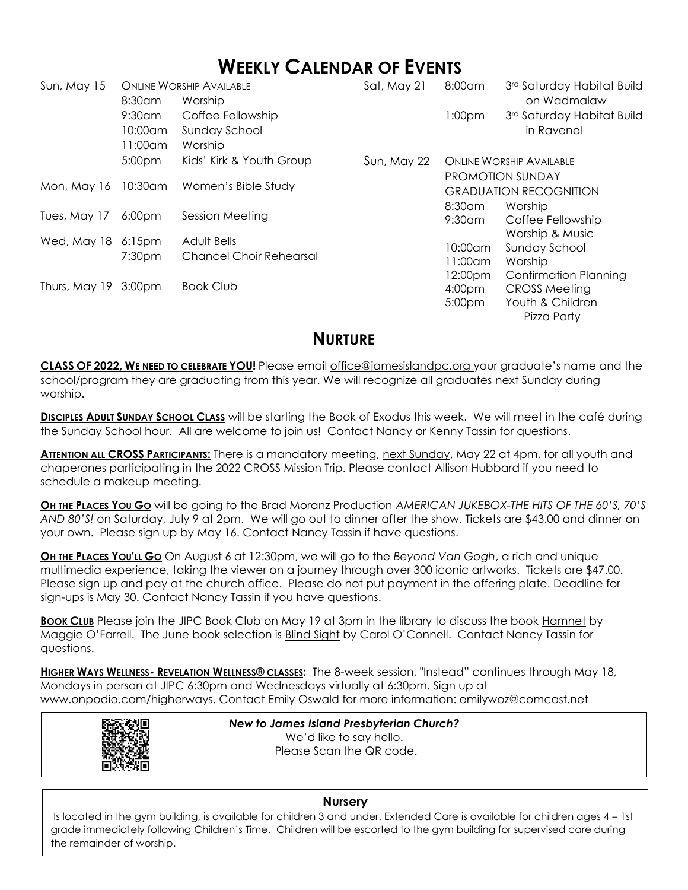# WEEKLY CALENDAR OF EVENTS

| Date | Time | Event |
|---|---|---|
| Sun, May 15 | | ONLINE WORSHIP AVAILABLE |
| | 8:30am | Worship |
| | 9:30am | Coffee Fellowship |
| | 10:00am | Sunday School |
| | 11:00am | Worship |
| | 5:00pm | Kids' Kirk & Youth Group |
| Mon, May 16 | 10:30am | Women's Bible Study |
| Tues, May 17 | 6:00pm | Session Meeting |
| Wed, May 18 | 6:15pm | Adult Bells |
| | 7:30pm | Chancel Choir Rehearsal |
| Thurs, May 19 | 3:00pm | Book Club |
| Sat, May 21 | 8:00am | 3rd Saturday Habitat Build on Wadmalaw |
| | 1:00pm | 3rd Saturday Habitat Build in Ravenel |
| Sun, May 22 | | ONLINE WORSHIP AVAILABLE |
| | | PROMOTION SUNDAY |
| | | GRADUATION RECOGNITION |
| | 8:30am | Worship |
| | 9:30am | Coffee Fellowship |
| | | Worship & Music |
| | 10:00am | Sunday School |
| | 11:00am | Worship |
| | 12:00pm | Confirmation Planning |
| | 4:00pm | CROSS Meeting |
| | 5:00pm | Youth & Children Pizza Party |

## NURTURE

**CLASS OF 2022, WE NEED TO CELEBRATE YOU!** Please email office@jamesislandpc.org your graduate's name and the school/program they are graduating from this year. We will recognize all graduates next Sunday during worship.

**DISCIPLES ADULT SUNDAY SCHOOL CLASS** will be starting the Book of Exodus this week. We will meet in the café during the Sunday School hour. All are welcome to join us! Contact Nancy or Kenny Tassin for questions.

**ATTENTION ALL CROSS PARTICIPANTS:** There is a mandatory meeting, next Sunday, May 22 at 4pm, for all youth and chaperones participating in the 2022 CROSS Mission Trip. Please contact Allison Hubbard if you need to schedule a makeup meeting.

**OH THE PLACES YOU GO** will be going to the Brad Moranz Production *AMERICAN JUKEBOX-THE HITS OF THE 60'S, 70'S AND 80'S!* on Saturday, July 9 at 2pm. We will go out to dinner after the show. Tickets are $43.00 and dinner on your own. Please sign up by May 16. Contact Nancy Tassin if have questions.

**OH THE PLACES YOU'LL GO** On August 6 at 12:30pm, we will go to the *Beyond Van Gogh*, a rich and unique multimedia experience, taking the viewer on a journey through over 300 iconic artworks. Tickets are $47.00. Please sign up and pay at the church office. Please do not put payment in the offering plate. Deadline for sign-ups is May 30. Contact Nancy Tassin if you have questions.

**BOOK CLUB** Please join the JIPC Book Club on May 19 at 3pm in the library to discuss the book Hamnet by Maggie O'Farrell. The June book selection is Blind Sight by Carol O'Connell. Contact Nancy Tassin for questions.

**HIGHER WAYS WELLNESS- REVELATION WELLNESS® CLASSES:** The 8-week session, "Instead" continues through May 18, Mondays in person at JIPC 6:30pm and Wednesdays virtually at 6:30pm. Sign up at www.onpodio.com/higherways. Contact Emily Oswald for more information: emilywoz@comcast.net

***New to James Island Presbyterian Church?***
We'd like to say hello.
Please Scan the QR code.

**Nursery**

Is located in the gym building, is available for children 3 and under. Extended Care is available for children ages 4 – 1st grade immediately following Children's Time. Children will be escorted to the gym building for supervised care during the remainder of worship.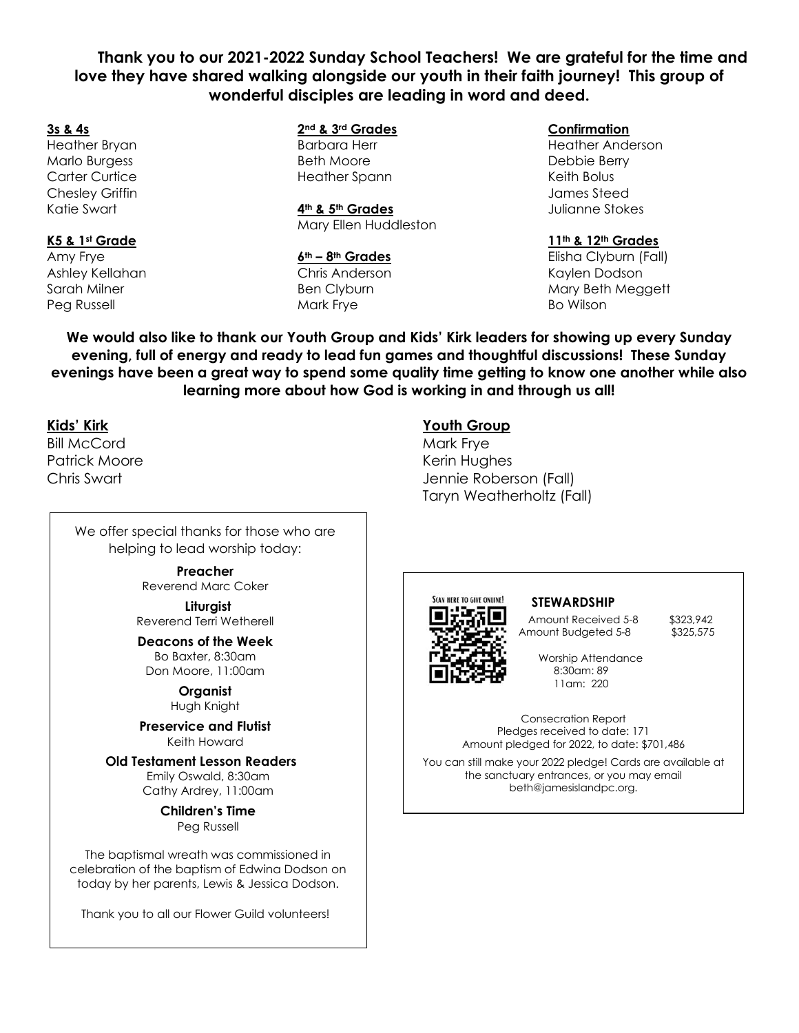**Thank you to our 2021-2022 Sunday School Teachers! We are grateful for the time and love they have shared walking alongside our youth in their faith journey! This group of wonderful disciples are leading in word and deed.**

**3s & 4s**
Heather Bryan
Marlo Burgess
Carter Curtice
Chesley Griffin
Katie Swart

**K5 & 1st Grade**
Amy Frye
Ashley Kellahan
Sarah Milner
Peg Russell

**2nd & 3rd Grades**
Barbara Herr
Beth Moore
Heather Spann

**4th & 5th Grades**
Mary Ellen Huddleston

**6th – 8th Grades**
Chris Anderson
Ben Clyburn
Mark Frye

**Confirmation**
Heather Anderson
Debbie Berry
Keith Bolus
James Steed
Julianne Stokes

**11th & 12th Grades**
Elisha Clyburn (Fall)
Kaylen Dodson
Mary Beth Meggett
Bo Wilson

**We would also like to thank our Youth Group and Kids' Kirk leaders for showing up every Sunday evening, full of energy and ready to lead fun games and thoughtful discussions! These Sunday evenings have been a great way to spend some quality time getting to know one another while also learning more about how God is working in and through us all!**

**Kids' Kirk**
Bill McCord
Patrick Moore
Chris Swart

**Youth Group**
Mark Frye
Kerin Hughes
Jennie Roberson (Fall)
Taryn Weatherholtz (Fall)

We offer special thanks for those who are helping to lead worship today:

**Preacher**
Reverend Marc Coker

**Liturgist**
Reverend Terri Wetherell

**Deacons of the Week**
Bo Baxter, 8:30am
Don Moore, 11:00am

**Organist**
Hugh Knight

**Preservice and Flutist**
Keith Howard

**Old Testament Lesson Readers**
Emily Oswald, 8:30am
Cathy Ardrey, 11:00am

**Children's Time**
Peg Russell

The baptismal wreath was commissioned in celebration of the baptism of Edwina Dodson on today by her parents, Lewis & Jessica Dodson.

Thank you to all our Flower Guild volunteers!

SCAN HERE TO GIVE ONLINE!

**STEWARDSHIP**

| | |
|---|---|
| Amount Received 5-8 | $323,942 |
| Amount Budgeted 5-8 | $325,575 |

Worship Attendance
8:30am: 89
11am: 220

Consecration Report
Pledges received to date: 171
Amount pledged for 2022, to date: $701,486

You can still make your 2022 pledge! Cards are available at the sanctuary entrances, or you may email beth@jamesislandpc.org.